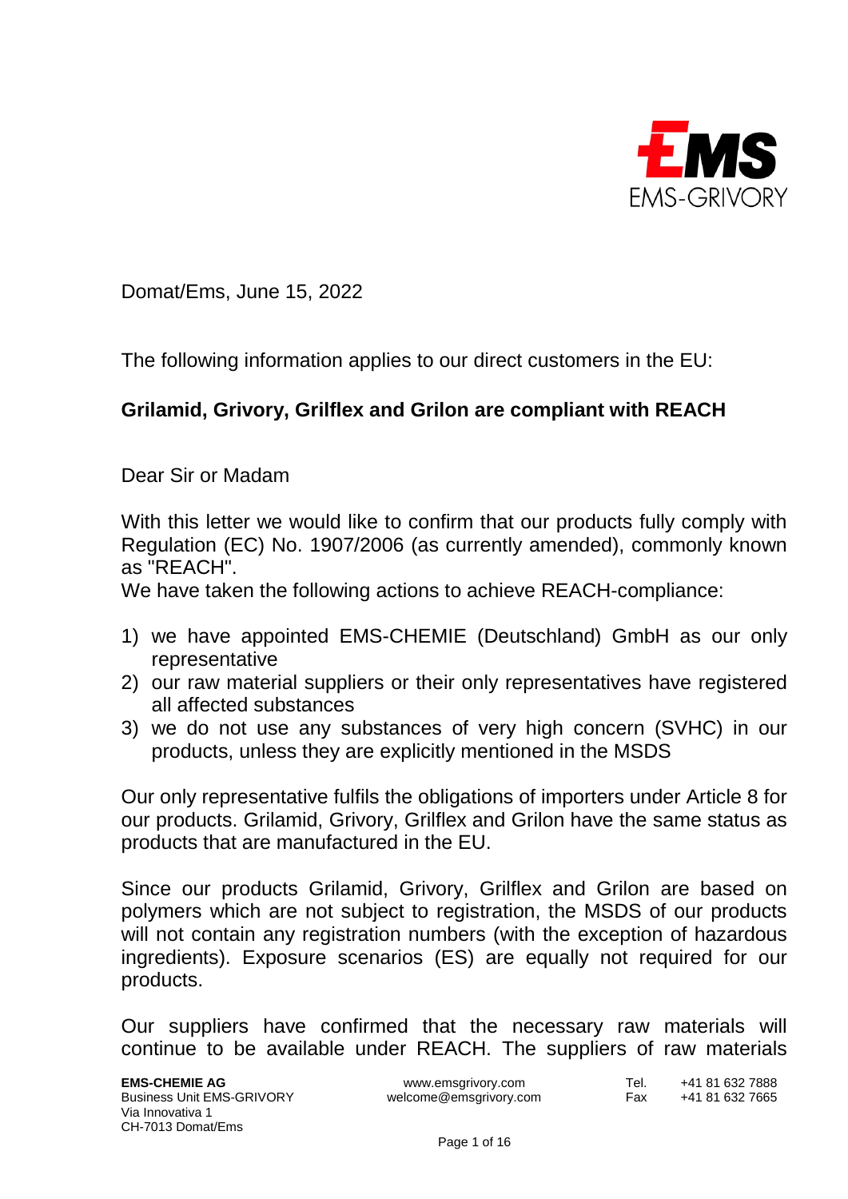Domat/Ems, June 15, 2022

The following information applies to our direct customers in the EU:

**Grilamid, Grivory, Grilflex and Grilon are compliant with REACH**

Dear Sir or Madam

With this letter we would like to confirm that our products fully comply with Regulation (EC) No. 1907/2006 (as currently amended), commonly known as "REACH".

We have taken the following actions to achieve REACH-compliance:

1) we have appointed EMS-CHEMIE (Deutschland) GmbH as our only representative
2) our raw material suppliers or their only representatives have registered all affected substances
3) we do not use any substances of very high concern (SVHC) in our products, unless they are explicitly mentioned in the MSDS

Our only representative fulfils the obligations of importers under Article 8 for our products. Grilamid, Grivory, Grilflex and Grilon have the same status as products that are manufactured in the EU.

Since our products Grilamid, Grivory, Grilflex and Grilon are based on polymers which are not subject to registration, the MSDS of our products will not contain any registration numbers (with the exception of hazardous ingredients). Exposure scenarios (ES) are equally not required for our products.

Our suppliers have confirmed that the necessary raw materials will continue to be available under REACH. The suppliers of raw materials

**EMS-CHEMIE AG**
Business Unit EMS-GRIVORY
Via Innovativa 1
CH-7013 Domat/Ems

www.emsgrivory.com
welcome@emsgrivory.com

Tel. +41 81 632 7888
Fax +41 81 632 7665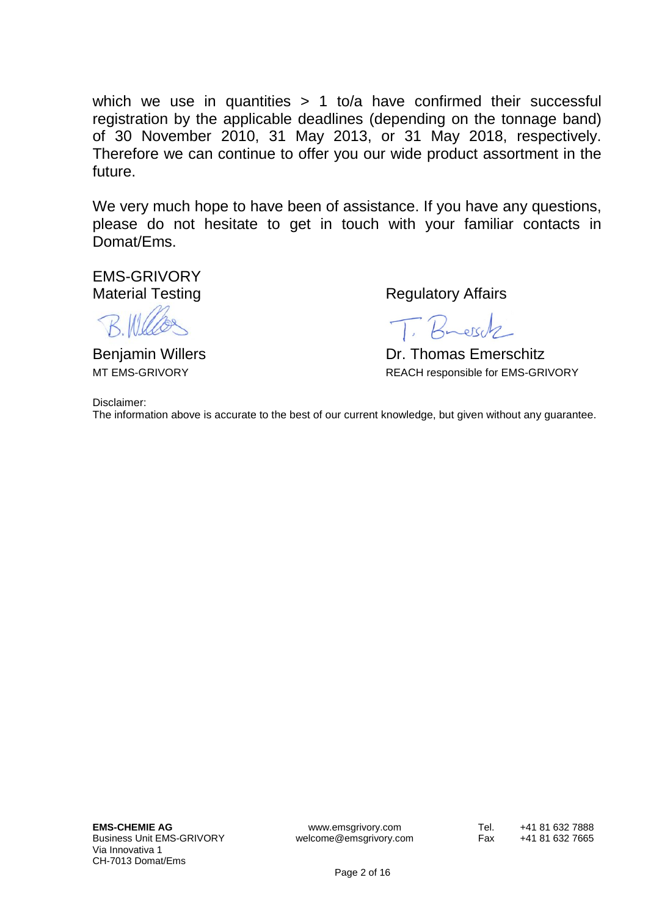which we use in quantities > 1 to/a have confirmed their successful registration by the applicable deadlines (depending on the tonnage band) of 30 November 2010, 31 May 2013, or 31 May 2018, respectively. Therefore we can continue to offer you our wide product assortment in the future.

We very much hope to have been of assistance. If you have any questions, please do not hesitate to get in touch with your familiar contacts in Domat/Ems.

EMS-GRIVORY

| Material Testing | Regulatory Affairs |
| --- | --- |
| Benjamin Willers | Dr. Thomas Emerschitz |
| MT EMS-GRIVORY | REACH responsible for EMS-GRIVORY |

Disclaimer:
The information above is accurate to the best of our current knowledge, but given without any guarantee.

**EMS-CHEMIE AG**
Business Unit EMS-GRIVORY
Via Innovativa 1
CH-7013 Domat/Ems

www.emsgrivory.com
welcome@emsgrivory.com

Tel. +41 81 632 7888
Fax +41 81 632 7665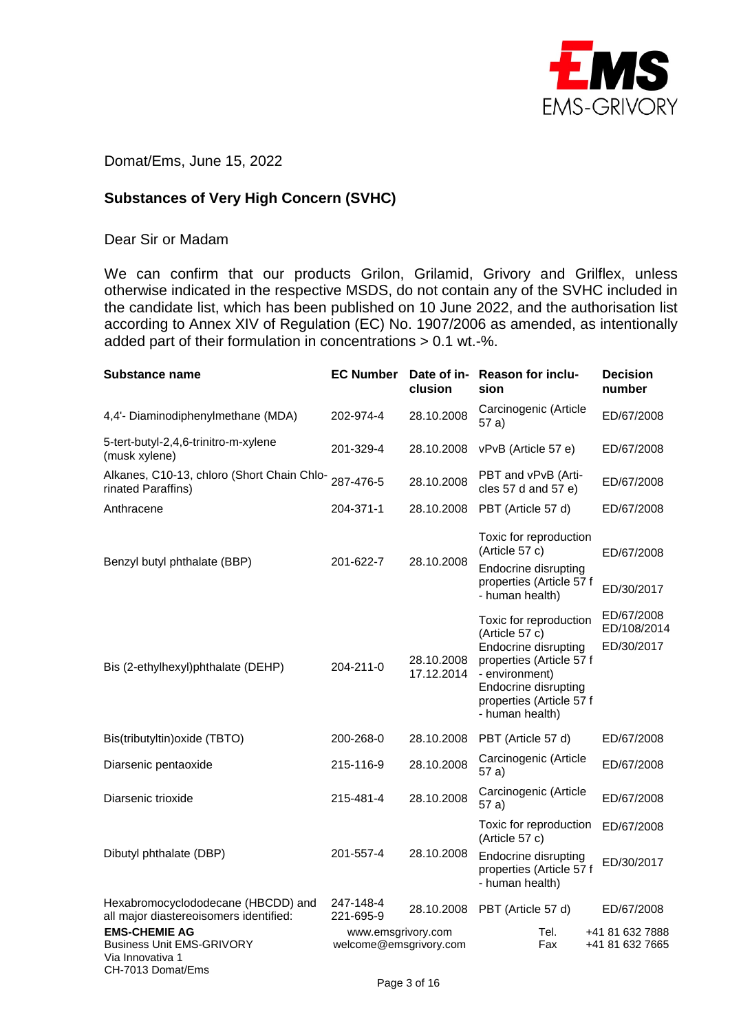Domat/Ems, June 15, 2022

**Substances of Very High Concern (SVHC)**

Dear Sir or Madam

We can confirm that our products Grilon, Grilamid, Grivory and Grilflex, unless otherwise indicated in the respective MSDS, do not contain any of the SVHC included in the candidate list, which has been published on 10 June 2022, and the authorisation list according to Annex XIV of Regulation (EC) No. 1907/2006 as amended, as intentionally added part of their formulation in concentrations > 0.1 wt.-%.

| Substance name | EC Number | Date of inclusion | Reason for inclusion | Decision number |
|---|---|---|---|---|
| 4,4'- Diaminodiphenylmethane (MDA) | 202-974-4 | 28.10.2008 | Carcinogenic (Article 57 a) | ED/67/2008 |
| 5-tert-butyl-2,4,6-trinitro-m-xylene (musk xylene) | 201-329-4 | 28.10.2008 | vPvB (Article 57 e) | ED/67/2008 |
| Alkanes, C10-13, chloro (Short Chain Chlorinated Paraffins) | 287-476-5 | 28.10.2008 | PBT and vPvB (Articles 57 d and 57 e) | ED/67/2008 |
| Anthracene | 204-371-1 | 28.10.2008 | PBT (Article 57 d) | ED/67/2008 |
| Benzyl butyl phthalate (BBP) | 201-622-7 | 28.10.2008 | Toxic for reproduction (Article 57 c)<br>Endocrine disrupting properties (Article 57 f - human health) | ED/67/2008<br>ED/30/2017 |
| Bis (2-ethylhexyl)phthalate (DEHP) | 204-211-0 | 28.10.2008<br>17.12.2014 | Toxic for reproduction (Article 57 c)<br>Endocrine disrupting properties (Article 57 f - environment)<br>Endocrine disrupting properties (Article 57 f - human health) | ED/67/2008<br>ED/108/2014<br>ED/30/2017 |
| Bis(tributyltin)oxide (TBTO) | 200-268-0 | 28.10.2008 | PBT (Article 57 d) | ED/67/2008 |
| Diarsenic pentaoxide | 215-116-9 | 28.10.2008 | Carcinogenic (Article 57 a) | ED/67/2008 |
| Diarsenic trioxide | 215-481-4 | 28.10.2008 | Carcinogenic (Article 57 a) | ED/67/2008 |
| Dibutyl phthalate (DBP) | 201-557-4 | 28.10.2008 | Toxic for reproduction (Article 57 c)<br>Endocrine disrupting properties (Article 57 f - human health) | ED/67/2008<br>ED/30/2017 |
| Hexabromocyclododecane (HBCDD) and all major diastereoisomers identified: | 247-148-4<br>221-695-9 | 28.10.2008 | PBT (Article 57 d) | ED/67/2008 |

**EMS-CHEMIE AG**
Business Unit EMS-GRIVORY
Via Innovativa 1
CH-7013 Domat/Ems

www.emsgrivory.com
welcome@emsgrivory.com

Tel. +41 81 632 7888
Fax +41 81 632 7665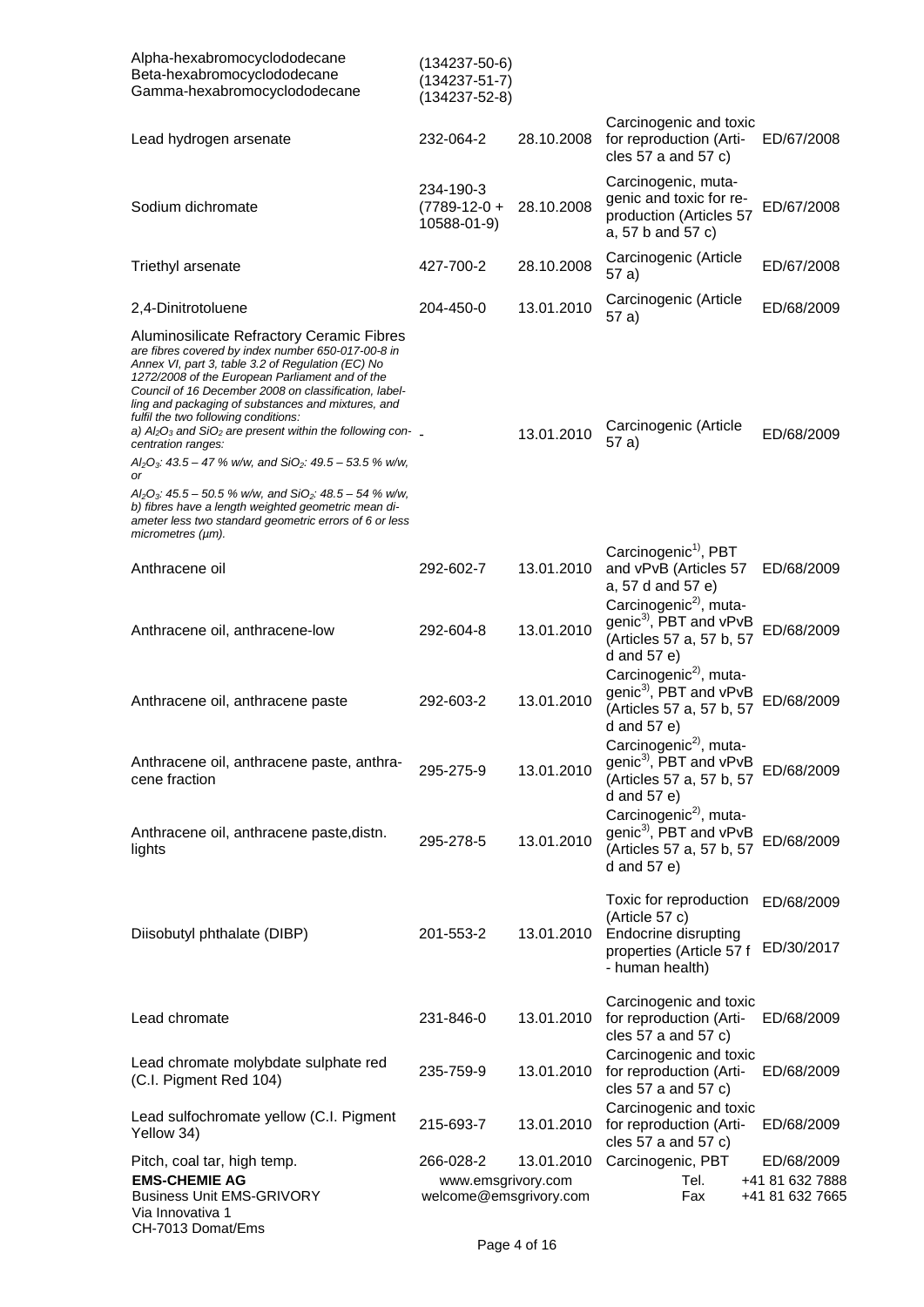| | | | | |
|---|---|---|---|---|
| Alpha-hexabromocyclododecane<br>Beta-hexabromocyclododecane<br>Gamma-hexabromocyclododecane | (134237-50-6)<br>(134237-51-7)<br>(134237-52-8) | | | |
| Lead hydrogen arsenate | 232-064-2 | 28.10.2008 | Carcinogenic and toxic for reproduction (Articles 57 a and 57 c) | ED/67/2008 |
| Sodium dichromate | 234-190-3 (7789-12-0 + 10588-01-9) | 28.10.2008 | Carcinogenic, mutagenic and toxic for reproduction (Articles 57 a, 57 b and 57 c) | ED/67/2008 |
| Triethyl arsenate | 427-700-2 | 28.10.2008 | Carcinogenic (Article 57 a) | ED/67/2008 |
| 2,4-Dinitrotoluene | 204-450-0 | 13.01.2010 | Carcinogenic (Article 57 a) | ED/68/2009 |
| Aluminosilicate Refractory Ceramic Fibres *are fibres covered by index number 650-017-00-8 in Annex VI, part 3, table 3.2 of Regulation (EC) No 1272/2008 of the European Parliament and of the Council of 16 December 2008 on classification, labelling and packaging of substances and mixtures, and fulfil the two following conditions:*<br>*a) $Al_2O_3$ and $SiO_2$ are present within the following concentration ranges:*<br>*$Al_2O_3$: 43.5 – 47 % w/w, and $SiO_2$: 49.5 – 53.5 % w/w, or*<br>*$Al_2O_3$: 45.5 – 50.5 % w/w, and $SiO_2$: 48.5 – 54 % w/w,*<br>*b) fibres have a length weighted geometric mean diameter less two standard geometric errors of 6 or less micrometres (µm).* | - | 13.01.2010 | Carcinogenic (Article 57 a) | ED/68/2009 |
| Anthracene oil | 292-602-7 | 13.01.2010 | Carcinogenic[1], PBT and vPvB (Articles 57 a, 57 d and 57 e) | ED/68/2009 |
| Anthracene oil, anthracene-low | 292-604-8 | 13.01.2010 | Carcinogenic[2], mutagenic[3], PBT and vPvB (Articles 57 a, 57 b, 57 d and 57 e) | ED/68/2009 |
| Anthracene oil, anthracene paste | 292-603-2 | 13.01.2010 | Carcinogenic[2], mutagenic[3], PBT and vPvB (Articles 57 a, 57 b, 57 d and 57 e) | ED/68/2009 |
| Anthracene oil, anthracene paste, anthracene fraction | 295-275-9 | 13.01.2010 | Carcinogenic[2], mutagenic[3], PBT and vPvB (Articles 57 a, 57 b, 57 d and 57 e) | ED/68/2009 |
| Anthracene oil, anthracene paste,distn. lights | 295-278-5 | 13.01.2010 | Carcinogenic[2], mutagenic[3], PBT and vPvB (Articles 57 a, 57 b, 57 d and 57 e) | ED/68/2009 |
| Diisobutyl phthalate (DIBP) | 201-553-2 | 13.01.2010 | Toxic for reproduction (Article 57 c)<br>Endocrine disrupting properties (Article 57 f - human health) | ED/68/2009<br>ED/30/2017 |
| Lead chromate | 231-846-0 | 13.01.2010 | Carcinogenic and toxic for reproduction (Articles 57 a and 57 c) | ED/68/2009 |
| Lead chromate molybdate sulphate red (C.I. Pigment Red 104) | 235-759-9 | 13.01.2010 | Carcinogenic and toxic for reproduction (Articles 57 a and 57 c) | ED/68/2009 |
| Lead sulfochromate yellow (C.I. Pigment Yellow 34) | 215-693-7 | 13.01.2010 | Carcinogenic and toxic for reproduction (Articles 57 a and 57 c) | ED/68/2009 |
| Pitch, coal tar, high temp. | 266-028-2 | 13.01.2010 | Carcinogenic, PBT | ED/68/2009 |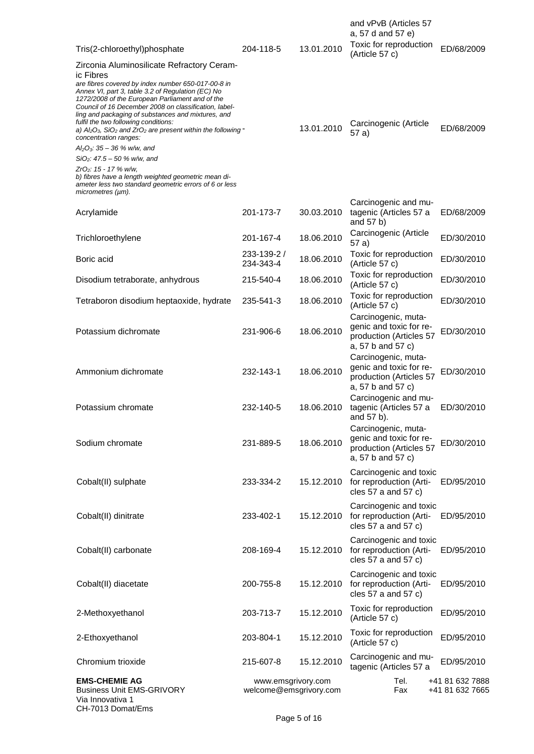| | | | | |
|---|---|---|---|---|
| | | | and vPvB (Articles 57 a, 57 d and 57 e) | |
| Tris(2-chloroethyl)phosphate | 204-118-5 | 13.01.2010 | Toxic for reproduction (Article 57 c) | ED/68/2009 |
| Zirconia Aluminosilicate Refractory Ceramic Fibres *are fibres covered by index number 650-017-00-8 in Annex VI, part 3, table 3.2 of Regulation (EC) No 1272/2008 of the European Parliament and of the Council of 16 December 2008 on classification, labelling and packaging of substances and mixtures, and fulfil the two following conditions: a) $Al_2O_3$, $SiO_2$ and $ZrO_2$ are present within the following concentration ranges: $Al_2O_3$: 35 – 36 % w/w, and $SiO_2$: 47.5 – 50 % w/w, and $ZrO_2$: 15 - 17 % w/w, b) fibres have a length weighted geometric mean diameter less two standard geometric errors of 6 or less micrometres (µm).* | - | 13.01.2010 | Carcinogenic (Article 57 a) | ED/68/2009 |
| Acrylamide | 201-173-7 | 30.03.2010 | Carcinogenic and mutagenic (Articles 57 a and 57 b) | ED/68/2009 |
| Trichloroethylene | 201-167-4 | 18.06.2010 | Carcinogenic (Article 57 a) | ED/30/2010 |
| Boric acid | 233-139-2 / 234-343-4 | 18.06.2010 | Toxic for reproduction (Article 57 c) | ED/30/2010 |
| Disodium tetraborate, anhydrous | 215-540-4 | 18.06.2010 | Toxic for reproduction (Article 57 c) | ED/30/2010 |
| Tetraboron disodium heptaoxide, hydrate | 235-541-3 | 18.06.2010 | Toxic for reproduction (Article 57 c) | ED/30/2010 |
| Potassium dichromate | 231-906-6 | 18.06.2010 | Carcinogenic, mutagenic and toxic for reproduction (Articles 57 a, 57 b and 57 c) | ED/30/2010 |
| Ammonium dichromate | 232-143-1 | 18.06.2010 | Carcinogenic, mutagenic and toxic for reproduction (Articles 57 a, 57 b and 57 c) | ED/30/2010 |
| Potassium chromate | 232-140-5 | 18.06.2010 | Carcinogenic and mutagenic (Articles 57 a and 57 b). | ED/30/2010 |
| Sodium chromate | 231-889-5 | 18.06.2010 | Carcinogenic, mutagenic and toxic for reproduction (Articles 57 a, 57 b and 57 c) | ED/30/2010 |
| Cobalt(II) sulphate | 233-334-2 | 15.12.2010 | Carcinogenic and toxic for reproduction (Articles 57 a and 57 c) | ED/95/2010 |
| Cobalt(II) dinitrate | 233-402-1 | 15.12.2010 | Carcinogenic and toxic for reproduction (Articles 57 a and 57 c) | ED/95/2010 |
| Cobalt(II) carbonate | 208-169-4 | 15.12.2010 | Carcinogenic and toxic for reproduction (Articles 57 a and 57 c) | ED/95/2010 |
| Cobalt(II) diacetate | 200-755-8 | 15.12.2010 | Carcinogenic and toxic for reproduction (Articles 57 a and 57 c) | ED/95/2010 |
| 2-Methoxyethanol | 203-713-7 | 15.12.2010 | Toxic for reproduction (Article 57 c) | ED/95/2010 |
| 2-Ethoxyethanol | 203-804-1 | 15.12.2010 | Toxic for reproduction (Article 57 c) | ED/95/2010 |
| Chromium trioxide | 215-607-8 | 15.12.2010 | Carcinogenic and mutagenic (Articles 57 a | ED/95/2010 |

**EMS-CHEMIE AG**
Business Unit EMS-GRIVORY
Via Innovativa 1
CH-7013 Domat/Ems

www.emsgrivory.com
welcome@emsgrivory.com

Tel. +41 81 632 7888
Fax +41 81 632 7665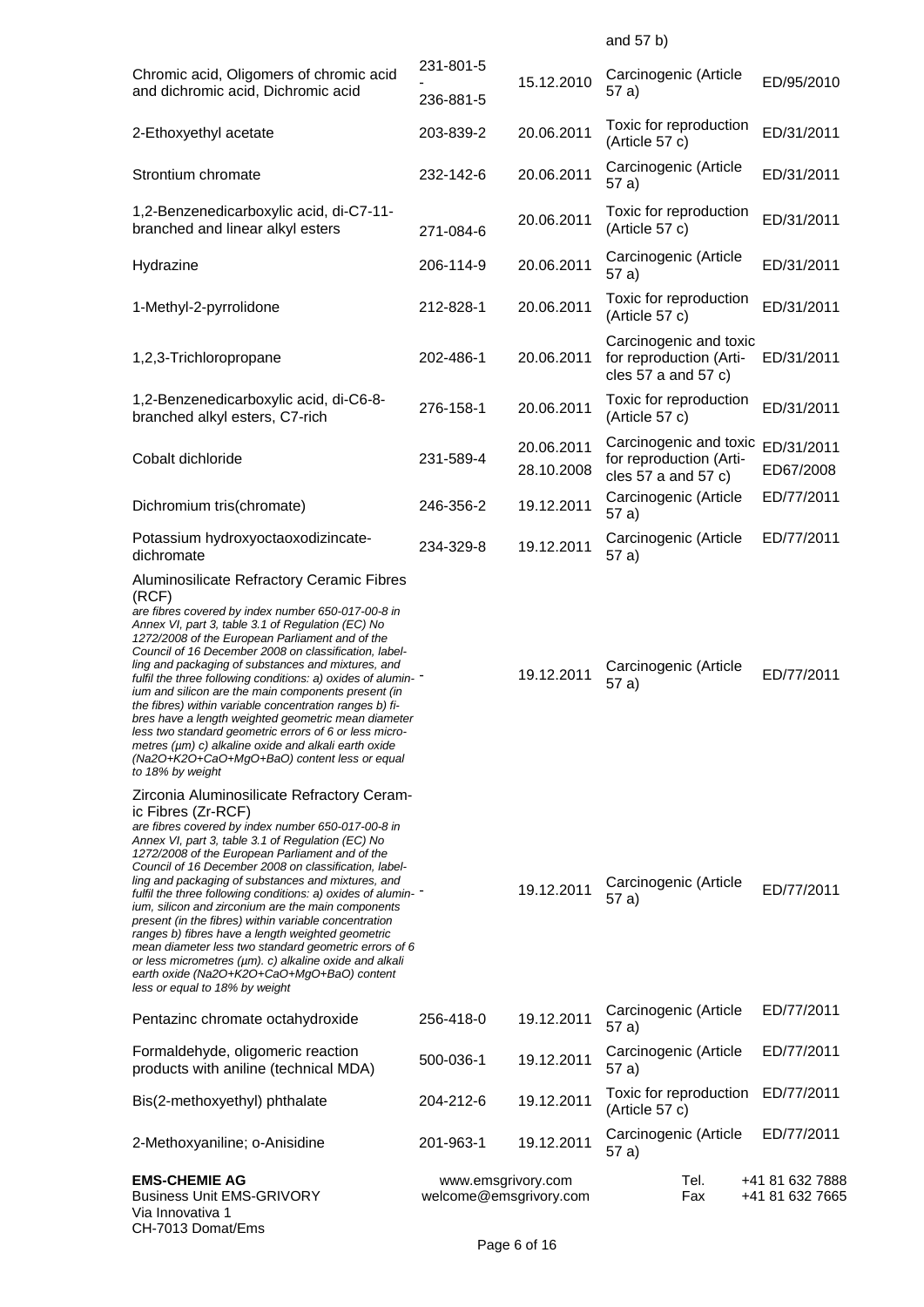| | | | and 57 b) | |
|---|---|---|---|---|
| Chromic acid, Oligomers of chromic acid and dichromic acid, Dichromic acid | 231-801-5 - 236-881-5 | 15.12.2010 | Carcinogenic (Article 57 a) | ED/95/2010 |
| 2-Ethoxyethyl acetate | 203-839-2 | 20.06.2011 | Toxic for reproduction (Article 57 c) | ED/31/2011 |
| Strontium chromate | 232-142-6 | 20.06.2011 | Carcinogenic (Article 57 a) | ED/31/2011 |
| 1,2-Benzenedicarboxylic acid, di-C7-11-branched and linear alkyl esters | 271-084-6 | 20.06.2011 | Toxic for reproduction (Article 57 c) | ED/31/2011 |
| Hydrazine | 206-114-9 | 20.06.2011 | Carcinogenic (Article 57 a) | ED/31/2011 |
| 1-Methyl-2-pyrrolidone | 212-828-1 | 20.06.2011 | Toxic for reproduction (Article 57 c) | ED/31/2011 |
| 1,2,3-Trichloropropane | 202-486-1 | 20.06.2011 | Carcinogenic and toxic for reproduction (Articles 57 a and 57 c) | ED/31/2011 |
| 1,2-Benzenedicarboxylic acid, di-C6-8-branched alkyl esters, C7-rich | 276-158-1 | 20.06.2011 | Toxic for reproduction (Article 57 c) | ED/31/2011 |
| Cobalt dichloride | 231-589-4 | 20.06.2011 28.10.2008 | Carcinogenic and toxic for reproduction (Articles 57 a and 57 c) | ED/31/2011 ED67/2008 |
| Dichromium tris(chromate) | 246-356-2 | 19.12.2011 | Carcinogenic (Article 57 a) | ED/77/2011 |
| Potassium hydroxyoctaoxodizincate-dichromate | 234-329-8 | 19.12.2011 | Carcinogenic (Article 57 a) | ED/77/2011 |
| Aluminosilicate Refractory Ceramic Fibres (RCF) *are fibres covered by index number 650-017-00-8 in Annex VI, part 3, table 3.1 of Regulation (EC) No 1272/2008 of the European Parliament and of the Council of 16 December 2008 on classification, labelling and packaging of substances and mixtures, and fulfil the three following conditions: a) oxides of aluminium and silicon are the main components present (in the fibres) within variable concentration ranges b) fibres have a length weighted geometric mean diameter less two standard geometric errors of 6 or less micrometres (µm) c) alkaline oxide and alkali earth oxide (Na2O+K2O+CaO+MgO+BaO) content less or equal to 18% by weight* | - | 19.12.2011 | Carcinogenic (Article 57 a) | ED/77/2011 |
| Zirconia Aluminosilicate Refractory Ceramic Fibres (Zr-RCF) *are fibres covered by index number 650-017-00-8 in Annex VI, part 3, table 3.1 of Regulation (EC) No 1272/2008 of the European Parliament and of the Council of 16 December 2008 on classification, labelling and packaging of substances and mixtures, and fulfil the three following conditions: a) oxides of aluminium, silicon and zirconium are the main components present (in the fibres) within variable concentration ranges b) fibres have a length weighted geometric mean diameter less two standard geometric errors of 6 or less micrometres (µm). c) alkaline oxide and alkali earth oxide (Na2O+K2O+CaO+MgO+BaO) content less or equal to 18% by weight* | - | 19.12.2011 | Carcinogenic (Article 57 a) | ED/77/2011 |
| Pentazinc chromate octahydroxide | 256-418-0 | 19.12.2011 | Carcinogenic (Article 57 a) | ED/77/2011 |
| Formaldehyde, oligomeric reaction products with aniline (technical MDA) | 500-036-1 | 19.12.2011 | Carcinogenic (Article 57 a) | ED/77/2011 |
| Bis(2-methoxyethyl) phthalate | 204-212-6 | 19.12.2011 | Toxic for reproduction (Article 57 c) | ED/77/2011 |
| 2-Methoxyaniline; o-Anisidine | 201-963-1 | 19.12.2011 | Carcinogenic (Article 57 a) | ED/77/2011 |

**EMS-CHEMIE AG**
Business Unit EMS-GRIVORY
Via Innovativa 1
CH-7013 Domat/Ems

www.emsgrivory.com
welcome@emsgrivory.com

Tel. +41 81 632 7888
Fax +41 81 632 7665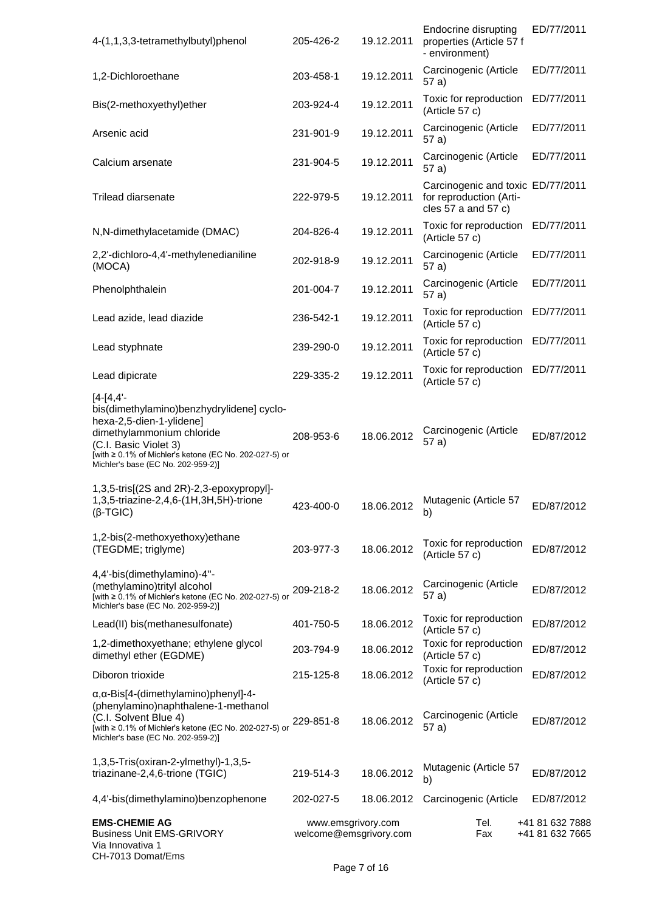| | | | | |
|---|---|---|---|---|
| 4-(1,1,3,3-tetramethylbutyl)phenol | 205-426-2 | 19.12.2011 | Endocrine disrupting properties (Article 57 f - environment) | ED/77/2011 |
| 1,2-Dichloroethane | 203-458-1 | 19.12.2011 | Carcinogenic (Article 57 a) | ED/77/2011 |
| Bis(2-methoxyethyl)ether | 203-924-4 | 19.12.2011 | Toxic for reproduction (Article 57 c) | ED/77/2011 |
| Arsenic acid | 231-901-9 | 19.12.2011 | Carcinogenic (Article 57 a) | ED/77/2011 |
| Calcium arsenate | 231-904-5 | 19.12.2011 | Carcinogenic (Article 57 a) | ED/77/2011 |
| Trilead diarsenate | 222-979-5 | 19.12.2011 | Carcinogenic and toxic for reproduction (Articles 57 a and 57 c) | ED/77/2011 |
| N,N-dimethylacetamide (DMAC) | 204-826-4 | 19.12.2011 | Toxic for reproduction (Article 57 c) | ED/77/2011 |
| 2,2'-dichloro-4,4'-methylenedianiline (MOCA) | 202-918-9 | 19.12.2011 | Carcinogenic (Article 57 a) | ED/77/2011 |
| Phenolphthalein | 201-004-7 | 19.12.2011 | Carcinogenic (Article 57 a) | ED/77/2011 |
| Lead azide, lead diazide | 236-542-1 | 19.12.2011 | Toxic for reproduction (Article 57 c) | ED/77/2011 |
| Lead styphnate | 239-290-0 | 19.12.2011 | Toxic for reproduction (Article 57 c) | ED/77/2011 |
| Lead dipicrate | 229-335-2 | 19.12.2011 | Toxic for reproduction (Article 57 c) | ED/77/2011 |
| [4-[4,4'-bis(dimethylamino)benzhydrylidene] cyclohexa-2,5-dien-1-ylidene] dimethylammonium chloride (C.I. Basic Violet 3) [with ≥ 0.1% of Michler's ketone (EC No. 202-027-5) or Michler's base (EC No. 202-959-2)] | 208-953-6 | 18.06.2012 | Carcinogenic (Article 57 a) | ED/87/2012 |
| 1,3,5-tris[(2S and 2R)-2,3-epoxypropyl]-1,3,5-triazine-2,4,6-(1H,3H,5H)-trione (β-TGIC) | 423-400-0 | 18.06.2012 | Mutagenic (Article 57 b) | ED/87/2012 |
| 1,2-bis(2-methoxyethoxy)ethane (TEGDME; triglyme) | 203-977-3 | 18.06.2012 | Toxic for reproduction (Article 57 c) | ED/87/2012 |
| 4,4'-bis(dimethylamino)-4''-(methylamino)trityl alcohol [with ≥ 0.1% of Michler's ketone (EC No. 202-027-5) or Michler's base (EC No. 202-959-2)] | 209-218-2 | 18.06.2012 | Carcinogenic (Article 57 a) | ED/87/2012 |
| Lead(II) bis(methanesulfonate) | 401-750-5 | 18.06.2012 | Toxic for reproduction (Article 57 c) | ED/87/2012 |
| 1,2-dimethoxyethane; ethylene glycol dimethyl ether (EGDME) | 203-794-9 | 18.06.2012 | Toxic for reproduction (Article 57 c) | ED/87/2012 |
| Diboron trioxide | 215-125-8 | 18.06.2012 | Toxic for reproduction (Article 57 c) | ED/87/2012 |
| α,α-Bis[4-(dimethylamino)phenyl]-4-(phenylamino)naphthalene-1-methanol (C.I. Solvent Blue 4) [with ≥ 0.1% of Michler's ketone (EC No. 202-027-5) or Michler's base (EC No. 202-959-2)] | 229-851-8 | 18.06.2012 | Carcinogenic (Article 57 a) | ED/87/2012 |
| 1,3,5-Tris(oxiran-2-ylmethyl)-1,3,5-triazinane-2,4,6-trione (TGIC) | 219-514-3 | 18.06.2012 | Mutagenic (Article 57 b) | ED/87/2012 |
| 4,4'-bis(dimethylamino)benzophenone | 202-027-5 | 18.06.2012 | Carcinogenic (Article | ED/87/2012 |

**EMS-CHEMIE AG**
Business Unit EMS-GRIVORY
Via Innovativa 1
CH-7013 Domat/Ems

www.emsgrivory.com
welcome@emsgrivory.com

Tel. +41 81 632 7888
Fax +41 81 632 7665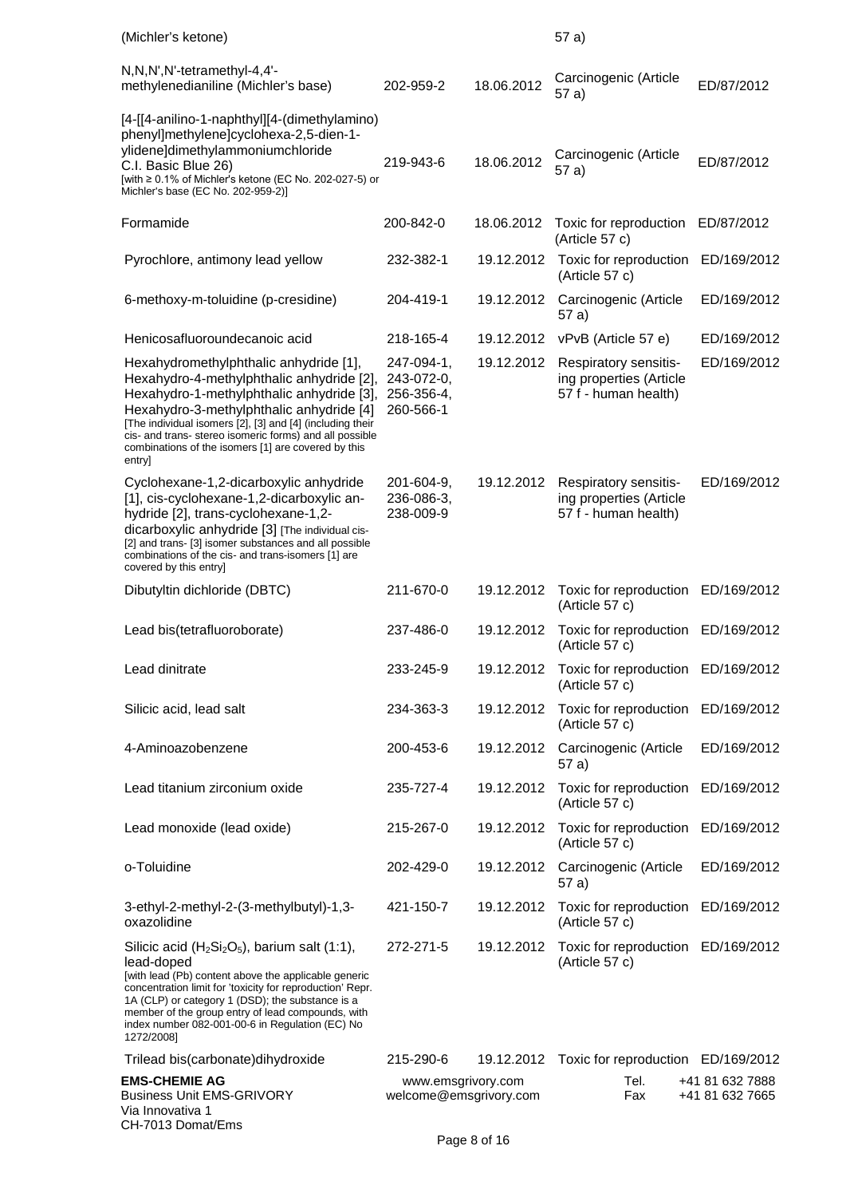| | | | | |
|---|---|---|---|---|
| (Michler's ketone) | | | 57 a) | |
| N,N,N',N'-tetramethyl-4,4'-methylenedianiline (Michler's base) | 202-959-2 | 18.06.2012 | Carcinogenic (Article 57 a) | ED/87/2012 |
| [4-[[4-anilino-1-naphthyl][4-(dimethylamino) phenyl]methylene]cyclohexa-2,5-dien-1-ylidene]dimethylammoniumchloride C.I. Basic Blue 26) [with ≥ 0.1% of Michler's ketone (EC No. 202-027-5) or Michler's base (EC No. 202-959-2)] | 219-943-6 | 18.06.2012 | Carcinogenic (Article 57 a) | ED/87/2012 |
| Formamide | 200-842-0 | 18.06.2012 | Toxic for reproduction (Article 57 c) | ED/87/2012 |
| Pyrochlore, antimony lead yellow | 232-382-1 | 19.12.2012 | Toxic for reproduction (Article 57 c) | ED/169/2012 |
| 6-methoxy-m-toluidine (p-cresidine) | 204-419-1 | 19.12.2012 | Carcinogenic (Article 57 a) | ED/169/2012 |
| Henicosafluoroundecanoic acid | 218-165-4 | 19.12.2012 | vPvB (Article 57 e) | ED/169/2012 |
| Hexahydromethylphthalic anhydride [1], Hexahydro-4-methylphthalic anhydride [2], Hexahydro-1-methylphthalic anhydride [3], Hexahydro-3-methylphthalic anhydride [4] [The individual isomers [2], [3] and [4] (including their cis- and trans- stereo isomeric forms) and all possible combinations of the isomers [1] are covered by this entry] | 247-094-1, 243-072-0, 256-356-4, 260-566-1 | 19.12.2012 | Respiratory sensitising properties (Article 57 f - human health) | ED/169/2012 |
| Cyclohexane-1,2-dicarboxylic anhydride [1], cis-cyclohexane-1,2-dicarboxylic anhydride [2], trans-cyclohexane-1,2-dicarboxylic anhydride [3] [The individual cis- [2] and trans- [3] isomer substances and all possible combinations of the cis- and trans-isomers [1] are covered by this entry] | 201-604-9, 236-086-3, 238-009-9 | 19.12.2012 | Respiratory sensitising properties (Article 57 f - human health) | ED/169/2012 |
| Dibutyltin dichloride (DBTC) | 211-670-0 | 19.12.2012 | Toxic for reproduction (Article 57 c) | ED/169/2012 |
| Lead bis(tetrafluoroborate) | 237-486-0 | 19.12.2012 | Toxic for reproduction (Article 57 c) | ED/169/2012 |
| Lead dinitrate | 233-245-9 | 19.12.2012 | Toxic for reproduction (Article 57 c) | ED/169/2012 |
| Silicic acid, lead salt | 234-363-3 | 19.12.2012 | Toxic for reproduction (Article 57 c) | ED/169/2012 |
| 4-Aminoazobenzene | 200-453-6 | 19.12.2012 | Carcinogenic (Article 57 a) | ED/169/2012 |
| Lead titanium zirconium oxide | 235-727-4 | 19.12.2012 | Toxic for reproduction (Article 57 c) | ED/169/2012 |
| Lead monoxide (lead oxide) | 215-267-0 | 19.12.2012 | Toxic for reproduction (Article 57 c) | ED/169/2012 |
| o-Toluidine | 202-429-0 | 19.12.2012 | Carcinogenic (Article 57 a) | ED/169/2012 |
| 3-ethyl-2-methyl-2-(3-methylbutyl)-1,3-oxazolidine | 421-150-7 | 19.12.2012 | Toxic for reproduction (Article 57 c) | ED/169/2012 |
| Silicic acid ($H_2Si_2O_5$), barium salt (1:1), lead-doped [with lead (Pb) content above the applicable generic concentration limit for 'toxicity for reproduction' Repr. 1A (CLP) or category 1 (DSD); the substance is a member of the group entry of lead compounds, with index number 082-001-00-6 in Regulation (EC) No 1272/2008] | 272-271-5 | 19.12.2012 | Toxic for reproduction (Article 57 c) | ED/169/2012 |
| Trilead bis(carbonate)dihydroxide | 215-290-6 | 19.12.2012 | Toxic for reproduction | ED/169/2012 |

**EMS-CHEMIE AG**
Business Unit EMS-GRIVORY
Via Innovativa 1
CH-7013 Domat/Ems

www.emsgrivory.com
welcome@emsgrivory.com

Tel. +41 81 632 7888
Fax +41 81 632 7665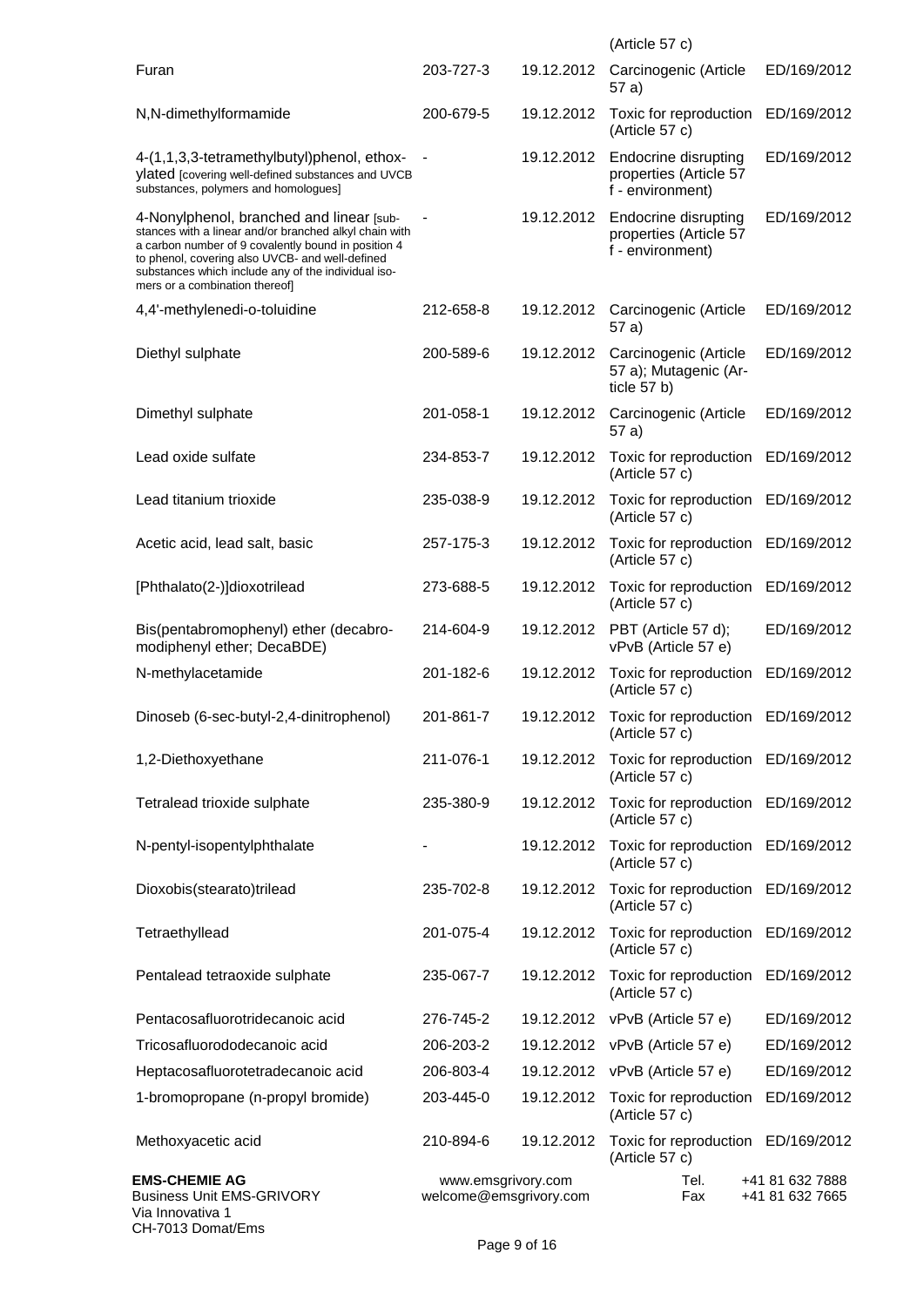| | | | | |
|---|---|---|---|---|
| | | | (Article 57 c) | |
| Furan | 203-727-3 | 19.12.2012 | Carcinogenic (Article 57 a) | ED/169/2012 |
| N,N-dimethylformamide | 200-679-5 | 19.12.2012 | Toxic for reproduction (Article 57 c) | ED/169/2012 |
| 4-(1,1,3,3-tetramethylbutyl)phenol, ethoxylated [covering well-defined substances and UVCB substances, polymers and homologues] | - | 19.12.2012 | Endocrine disrupting properties (Article 57 f - environment) | ED/169/2012 |
| 4-Nonylphenol, branched and linear [substances with a linear and/or branched alkyl chain with a carbon number of 9 covalently bound in position 4 to phenol, covering also UVCB- and well-defined substances which include any of the individual isomers or a combination thereof] | - | 19.12.2012 | Endocrine disrupting properties (Article 57 f - environment) | ED/169/2012 |
| 4,4'-methylenedi-o-toluidine | 212-658-8 | 19.12.2012 | Carcinogenic (Article 57 a) | ED/169/2012 |
| Diethyl sulphate | 200-589-6 | 19.12.2012 | Carcinogenic (Article 57 a); Mutagenic (Article 57 b) | ED/169/2012 |
| Dimethyl sulphate | 201-058-1 | 19.12.2012 | Carcinogenic (Article 57 a) | ED/169/2012 |
| Lead oxide sulfate | 234-853-7 | 19.12.2012 | Toxic for reproduction (Article 57 c) | ED/169/2012 |
| Lead titanium trioxide | 235-038-9 | 19.12.2012 | Toxic for reproduction (Article 57 c) | ED/169/2012 |
| Acetic acid, lead salt, basic | 257-175-3 | 19.12.2012 | Toxic for reproduction (Article 57 c) | ED/169/2012 |
| [Phthalato(2-)]dioxotrilead | 273-688-5 | 19.12.2012 | Toxic for reproduction (Article 57 c) | ED/169/2012 |
| Bis(pentabromophenyl) ether (decabromodiphenyl ether; DecaBDE) | 214-604-9 | 19.12.2012 | PBT (Article 57 d); vPvB (Article 57 e) | ED/169/2012 |
| N-methylacetamide | 201-182-6 | 19.12.2012 | Toxic for reproduction (Article 57 c) | ED/169/2012 |
| Dinoseb (6-sec-butyl-2,4-dinitrophenol) | 201-861-7 | 19.12.2012 | Toxic for reproduction (Article 57 c) | ED/169/2012 |
| 1,2-Diethoxyethane | 211-076-1 | 19.12.2012 | Toxic for reproduction (Article 57 c) | ED/169/2012 |
| Tetralead trioxide sulphate | 235-380-9 | 19.12.2012 | Toxic for reproduction (Article 57 c) | ED/169/2012 |
| N-pentyl-isopentylphthalate | - | 19.12.2012 | Toxic for reproduction (Article 57 c) | ED/169/2012 |
| Dioxobis(stearato)trilead | 235-702-8 | 19.12.2012 | Toxic for reproduction (Article 57 c) | ED/169/2012 |
| Tetraethyllead | 201-075-4 | 19.12.2012 | Toxic for reproduction (Article 57 c) | ED/169/2012 |
| Pentalead tetraoxide sulphate | 235-067-7 | 19.12.2012 | Toxic for reproduction (Article 57 c) | ED/169/2012 |
| Pentacosafluorotridecanoic acid | 276-745-2 | 19.12.2012 | vPvB (Article 57 e) | ED/169/2012 |
| Tricosafluorododecanoic acid | 206-203-2 | 19.12.2012 | vPvB (Article 57 e) | ED/169/2012 |
| Heptacosafluorotetradecanoic acid | 206-803-4 | 19.12.2012 | vPvB (Article 57 e) | ED/169/2012 |
| 1-bromopropane (n-propyl bromide) | 203-445-0 | 19.12.2012 | Toxic for reproduction (Article 57 c) | ED/169/2012 |
| Methoxyacetic acid | 210-894-6 | 19.12.2012 | Toxic for reproduction (Article 57 c) | ED/169/2012 |

**EMS-CHEMIE AG**
Business Unit EMS-GRIVORY
Via Innovativa 1
CH-7013 Domat/Ems

www.emsgrivory.com
welcome@emsgrivory.com

Tel. +41 81 632 7888
Fax +41 81 632 7665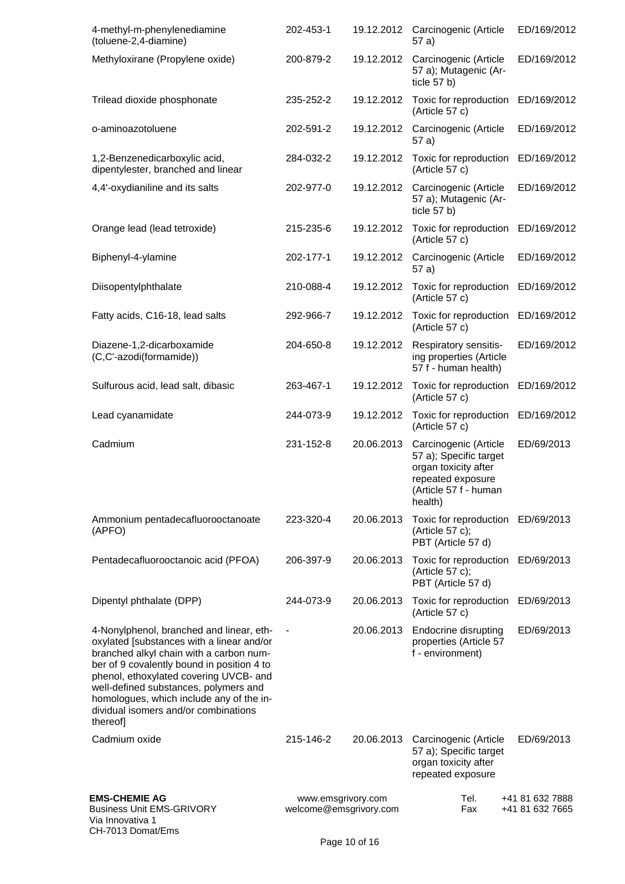| | | | | |
|---|---|---|---|---|
| 4-methyl-m-phenylenediamine (toluene-2,4-diamine) | 202-453-1 | 19.12.2012 | Carcinogenic (Article 57 a) | ED/169/2012 |
| Methyloxirane (Propylene oxide) | 200-879-2 | 19.12.2012 | Carcinogenic (Article 57 a); Mutagenic (Article 57 b) | ED/169/2012 |
| Trilead dioxide phosphonate | 235-252-2 | 19.12.2012 | Toxic for reproduction (Article 57 c) | ED/169/2012 |
| o-aminoazotoluene | 202-591-2 | 19.12.2012 | Carcinogenic (Article 57 a) | ED/169/2012 |
| 1,2-Benzenedicarboxylic acid, dipentylester, branched and linear | 284-032-2 | 19.12.2012 | Toxic for reproduction (Article 57 c) | ED/169/2012 |
| 4,4'-oxydianiline and its salts | 202-977-0 | 19.12.2012 | Carcinogenic (Article 57 a); Mutagenic (Article 57 b) | ED/169/2012 |
| Orange lead (lead tetroxide) | 215-235-6 | 19.12.2012 | Toxic for reproduction (Article 57 c) | ED/169/2012 |
| Biphenyl-4-ylamine | 202-177-1 | 19.12.2012 | Carcinogenic (Article 57 a) | ED/169/2012 |
| Diisopentylphthalate | 210-088-4 | 19.12.2012 | Toxic for reproduction (Article 57 c) | ED/169/2012 |
| Fatty acids, C16-18, lead salts | 292-966-7 | 19.12.2012 | Toxic for reproduction (Article 57 c) | ED/169/2012 |
| Diazene-1,2-dicarboxamide (C,C'-azodi(formamide)) | 204-650-8 | 19.12.2012 | Respiratory sensitising properties (Article 57 f - human health) | ED/169/2012 |
| Sulfurous acid, lead salt, dibasic | 263-467-1 | 19.12.2012 | Toxic for reproduction (Article 57 c) | ED/169/2012 |
| Lead cyanamidate | 244-073-9 | 19.12.2012 | Toxic for reproduction (Article 57 c) | ED/169/2012 |
| Cadmium | 231-152-8 | 20.06.2013 | Carcinogenic (Article 57 a); Specific target organ toxicity after repeated exposure (Article 57 f - human health) | ED/69/2013 |
| Ammonium pentadecafluorooctanoate (APFO) | 223-320-4 | 20.06.2013 | Toxic for reproduction (Article 57 c); PBT (Article 57 d) | ED/69/2013 |
| Pentadecafluorooctanoic acid (PFOA) | 206-397-9 | 20.06.2013 | Toxic for reproduction (Article 57 c); PBT (Article 57 d) | ED/69/2013 |
| Dipentyl phthalate (DPP) | 244-073-9 | 20.06.2013 | Toxic for reproduction (Article 57 c) | ED/69/2013 |
| 4-Nonylphenol, branched and linear, ethoxylated [substances with a linear and/or branched alkyl chain with a carbon number of 9 covalently bound in position 4 to phenol, ethoxylated covering UVCB- and well-defined substances, polymers and homologues, which include any of the individual isomers and/or combinations thereof] | - | 20.06.2013 | Endocrine disrupting properties (Article 57 f - environment) | ED/69/2013 |
| Cadmium oxide | 215-146-2 | 20.06.2013 | Carcinogenic (Article 57 a); Specific target organ toxicity after repeated exposure | ED/69/2013 |

**EMS-CHEMIE AG**
Business Unit EMS-GRIVORY
Via Innovativa 1
CH-7013 Domat/Ems

www.emsgrivory.com
welcome@emsgrivory.com

Tel. +41 81 632 7888
Fax +41 81 632 7665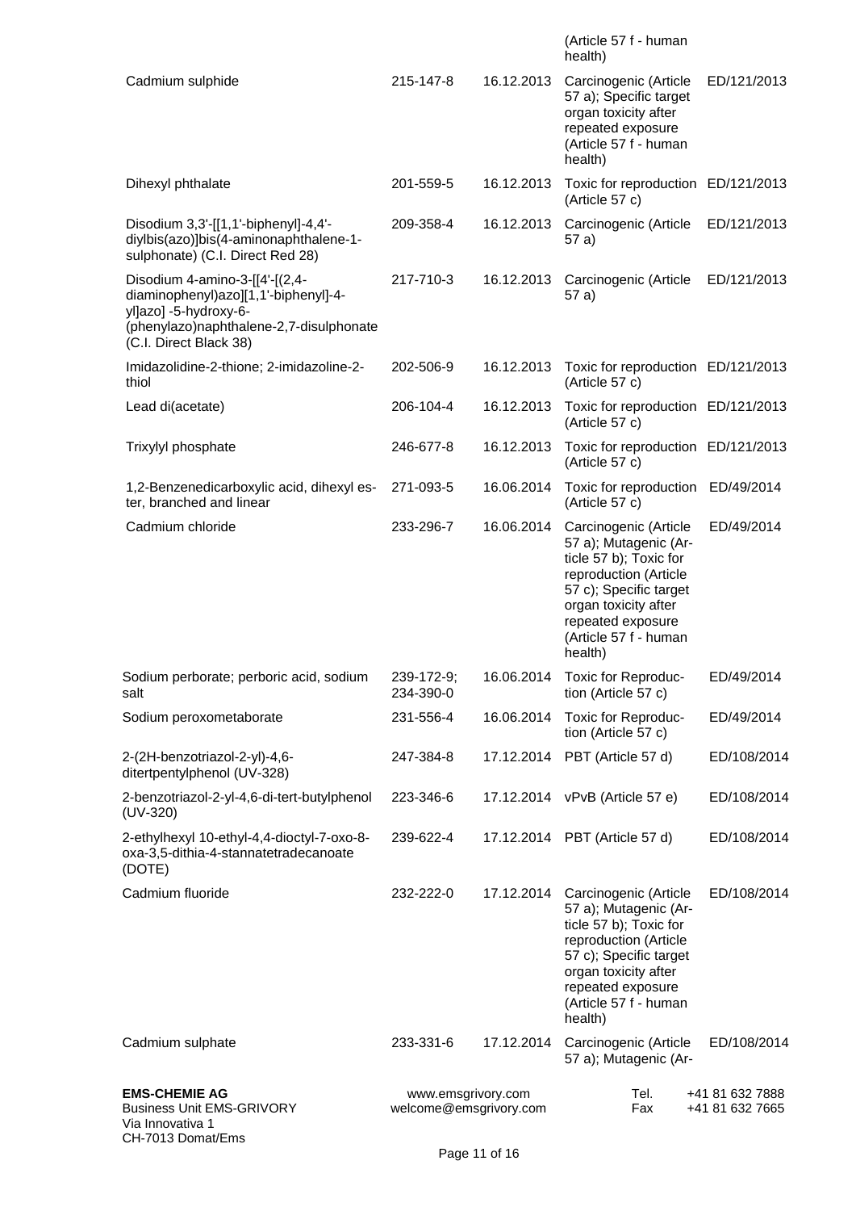| | | | (Article 57 f - human health) | |
|---|---|---|---|---|
| Cadmium sulphide | 215-147-8 | 16.12.2013 | Carcinogenic (Article 57 a); Specific target organ toxicity after repeated exposure (Article 57 f - human health) | ED/121/2013 |
| Dihexyl phthalate | 201-559-5 | 16.12.2013 | Toxic for reproduction (Article 57 c) | ED/121/2013 |
| Disodium 3,3'-[[1,1'-biphenyl]-4,4'-diylbis(azo)]bis(4-aminonaphthalene-1-sulphonate) (C.I. Direct Red 28) | 209-358-4 | 16.12.2013 | Carcinogenic (Article 57 a) | ED/121/2013 |
| Disodium 4-amino-3-[[4'-[(2,4-diaminophenyl)azo][1,1'-biphenyl]-4-yl]azo] -5-hydroxy-6-(phenylazo)naphthalene-2,7-disulphonate (C.I. Direct Black 38) | 217-710-3 | 16.12.2013 | Carcinogenic (Article 57 a) | ED/121/2013 |
| Imidazolidine-2-thione; 2-imidazoline-2-thiol | 202-506-9 | 16.12.2013 | Toxic for reproduction (Article 57 c) | ED/121/2013 |
| Lead di(acetate) | 206-104-4 | 16.12.2013 | Toxic for reproduction (Article 57 c) | ED/121/2013 |
| Trixylyl phosphate | 246-677-8 | 16.12.2013 | Toxic for reproduction (Article 57 c) | ED/121/2013 |
| 1,2-Benzenedicarboxylic acid, dihexyl ester, branched and linear | 271-093-5 | 16.06.2014 | Toxic for reproduction (Article 57 c) | ED/49/2014 |
| Cadmium chloride | 233-296-7 | 16.06.2014 | Carcinogenic (Article 57 a); Mutagenic (Article 57 b); Toxic for reproduction (Article 57 c); Specific target organ toxicity after repeated exposure (Article 57 f - human health) | ED/49/2014 |
| Sodium perborate; perboric acid, sodium salt | 239-172-9; 234-390-0 | 16.06.2014 | Toxic for Reproduction (Article 57 c) | ED/49/2014 |
| Sodium peroxometaborate | 231-556-4 | 16.06.2014 | Toxic for Reproduction (Article 57 c) | ED/49/2014 |
| 2-(2H-benzotriazol-2-yl)-4,6-ditertpentylphenol (UV-328) | 247-384-8 | 17.12.2014 | PBT (Article 57 d) | ED/108/2014 |
| 2-benzotriazol-2-yl-4,6-di-tert-butylphenol (UV-320) | 223-346-6 | 17.12.2014 | vPvB (Article 57 e) | ED/108/2014 |
| 2-ethylhexyl 10-ethyl-4,4-dioctyl-7-oxo-8-oxa-3,5-dithia-4-stannatetradecanoate (DOTE) | 239-622-4 | 17.12.2014 | PBT (Article 57 d) | ED/108/2014 |
| Cadmium fluoride | 232-222-0 | 17.12.2014 | Carcinogenic (Article 57 a); Mutagenic (Article 57 b); Toxic for reproduction (Article 57 c); Specific target organ toxicity after repeated exposure (Article 57 f - human health) | ED/108/2014 |
| Cadmium sulphate | 233-331-6 | 17.12.2014 | Carcinogenic (Article 57 a); Mutagenic (Ar- | ED/108/2014 |

**EMS-CHEMIE AG**
Business Unit EMS-GRIVORY
Via Innovativa 1
CH-7013 Domat/Ems

www.emsgrivory.com
welcome@emsgrivory.com

Tel. +41 81 632 7888
Fax +41 81 632 7665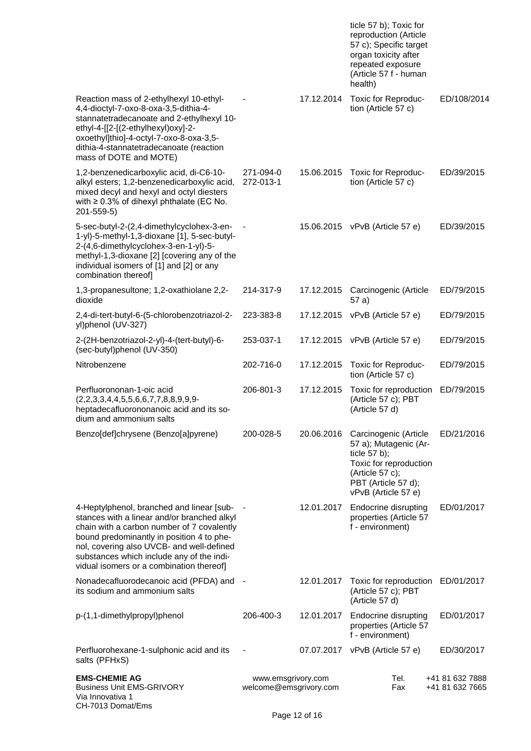| | | | | |
|---|---|---|---|---|
| | | | ticle 57 b); Toxic for reproduction (Article 57 c); Specific target organ toxicity after repeated exposure (Article 57 f - human health) | |
| Reaction mass of 2-ethylhexyl 10-ethyl-4,4-dioctyl-7-oxo-8-oxa-3,5-dithia-4-stannatetradecanoate and 2-ethylhexyl 10-ethyl-4-[[2-[(2-ethylhexyl)oxy]-2-oxoethyl]thio]-4-octyl-7-oxo-8-oxa-3,5-dithia-4-stannatetradecanoate (reaction mass of DOTE and MOTE) | - | 17.12.2014 | Toxic for Reproduction (Article 57 c) | ED/108/2014 |
| 1,2-benzenedicarboxylic acid, di-C6-10-alkyl esters; 1,2-benzenedicarboxylic acid, mixed decyl and hexyl and octyl diesters with ≥ 0.3% of dihexyl phthalate (EC No. 201-559-5) | 271-094-0 272-013-1 | 15.06.2015 | Toxic for Reproduction (Article 57 c) | ED/39/2015 |
| 5-sec-butyl-2-(2,4-dimethylcyclohex-3-en-1-yl)-5-methyl-1,3-dioxane [1], 5-sec-butyl-2-(4,6-dimethylcyclohex-3-en-1-yl)-5-methyl-1,3-dioxane [2] [covering any of the individual isomers of [1] and [2] or any combination thereof] | - | 15.06.2015 | vPvB (Article 57 e) | ED/39/2015 |
| 1,3-propanesultone; 1,2-oxathiolane 2,2-dioxide | 214-317-9 | 17.12.2015 | Carcinogenic (Article 57 a) | ED/79/2015 |
| 2,4-di-tert-butyl-6-(5-chlorobenzotriazol-2-yl)phenol (UV-327) | 223-383-8 | 17.12.2015 | vPvB (Article 57 e) | ED/79/2015 |
| 2-(2H-benzotriazol-2-yl)-4-(tert-butyl)-6-(sec-butyl)phenol (UV-350) | 253-037-1 | 17.12.2015 | vPvB (Article 57 e) | ED/79/2015 |
| Nitrobenzene | 202-716-0 | 17.12.2015 | Toxic for Reproduction (Article 57 c) | ED/79/2015 |
| Perfluorononan-1-oic acid (2,2,3,3,4,4,5,5,6,6,7,7,8,8,9,9,9-heptadecafluorononanoic acid and its sodium and ammonium salts | 206-801-3 | 17.12.2015 | Toxic for reproduction (Article 57 c); PBT (Article 57 d) | ED/79/2015 |
| Benzo[def]chrysene (Benzo[a]pyrene) | 200-028-5 | 20.06.2016 | Carcinogenic (Article 57 a); Mutagenic (Article 57 b); Toxic for reproduction (Article 57 c); PBT (Article 57 d); vPvB (Article 57 e) | ED/21/2016 |
| 4-Heptylphenol, branched and linear [substances with a linear and/or branched alkyl chain with a carbon number of 7 covalently bound predominantly in position 4 to phenol, covering also UVCB- and well-defined substances which include any of the individual isomers or a combination thereof] | - | 12.01.2017 | Endocrine disrupting properties (Article 57 f - environment) | ED/01/2017 |
| Nonadecafluorodecanoic acid (PFDA) and its sodium and ammonium salts | - | 12.01.2017 | Toxic for reproduction (Article 57 c); PBT (Article 57 d) | ED/01/2017 |
| p-(1,1-dimethylpropyl)phenol | 206-400-3 | 12.01.2017 | Endocrine disrupting properties (Article 57 f - environment) | ED/01/2017 |
| Perfluorohexane-1-sulphonic acid and its salts (PFHxS) | - | 07.07.2017 | vPvB (Article 57 e) | ED/30/2017 |

**EMS-CHEMIE AG**
Business Unit EMS-GRIVORY
Via Innovativa 1
CH-7013 Domat/Ems

www.emsgrivory.com
welcome@emsgrivory.com

Tel. +41 81 632 7888
Fax +41 81 632 7665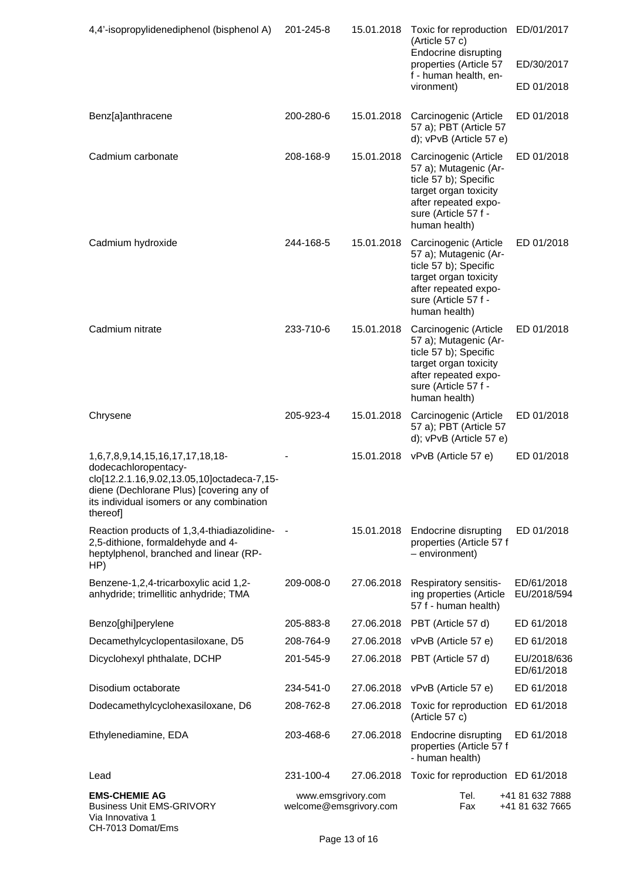| | | | | |
|---|---|---|---|---|
| 4,4'-isopropylidenediphenol (bisphenol A) | 201-245-8 | 15.01.2018 | Toxic for reproduction (Article 57 c) Endocrine disrupting properties (Article 57 f - human health, environment) | ED/01/2017 ED/30/2017 ED 01/2018 |
| Benz[a]anthracene | 200-280-6 | 15.01.2018 | Carcinogenic (Article 57 a); PBT (Article 57 d); vPvB (Article 57 e) | ED 01/2018 |
| Cadmium carbonate | 208-168-9 | 15.01.2018 | Carcinogenic (Article 57 a); Mutagenic (Article 57 b); Specific target organ toxicity after repeated exposure (Article 57 f - human health) | ED 01/2018 |
| Cadmium hydroxide | 244-168-5 | 15.01.2018 | Carcinogenic (Article 57 a); Mutagenic (Article 57 b); Specific target organ toxicity after repeated exposure (Article 57 f - human health) | ED 01/2018 |
| Cadmium nitrate | 233-710-6 | 15.01.2018 | Carcinogenic (Article 57 a); Mutagenic (Article 57 b); Specific target organ toxicity after repeated exposure (Article 57 f - human health) | ED 01/2018 |
| Chrysene | 205-923-4 | 15.01.2018 | Carcinogenic (Article 57 a); PBT (Article 57 d); vPvB (Article 57 e) | ED 01/2018 |
| 1,6,7,8,9,14,15,16,17,17,18,18-dodecachloropentacyclo[12.2.1.16,9.02,13.05,10]octadeca-7,15-diene (Dechlorane Plus) [covering any of its individual isomers or any combination thereof] | - | 15.01.2018 | vPvB (Article 57 e) | ED 01/2018 |
| Reaction products of 1,3,4-thiadiazolidine-2,5-dithione, formaldehyde and 4-heptylphenol, branched and linear (RP-HP) | - | 15.01.2018 | Endocrine disrupting properties (Article 57 f – environment) | ED 01/2018 |
| Benzene-1,2,4-tricarboxylic acid 1,2-anhydride; trimellitic anhydride; TMA | 209-008-0 | 27.06.2018 | Respiratory sensitising properties (Article 57 f - human health) | ED/61/2018 EU/2018/594 |
| Benzo[ghi]perylene | 205-883-8 | 27.06.2018 | PBT (Article 57 d) | ED 61/2018 |
| Decamethylcyclopentasiloxane, D5 | 208-764-9 | 27.06.2018 | vPvB (Article 57 e) | ED 61/2018 |
| Dicyclohexyl phthalate, DCHP | 201-545-9 | 27.06.2018 | PBT (Article 57 d) | EU/2018/636 ED/61/2018 |
| Disodium octaborate | 234-541-0 | 27.06.2018 | vPvB (Article 57 e) | ED 61/2018 |
| Dodecamethylcyclohexasiloxane, D6 | 208-762-8 | 27.06.2018 | Toxic for reproduction (Article 57 c) | ED 61/2018 |
| Ethylenediamine, EDA | 203-468-6 | 27.06.2018 | Endocrine disrupting properties (Article 57 f - human health) | ED 61/2018 |
| Lead | 231-100-4 | 27.06.2018 | Toxic for reproduction | ED 61/2018 |

**EMS-CHEMIE AG**
Business Unit EMS-GRIVORY
Via Innovativa 1
CH-7013 Domat/Ems

www.emsgrivory.com
welcome@emsgrivory.com

Tel. +41 81 632 7888
Fax +41 81 632 7665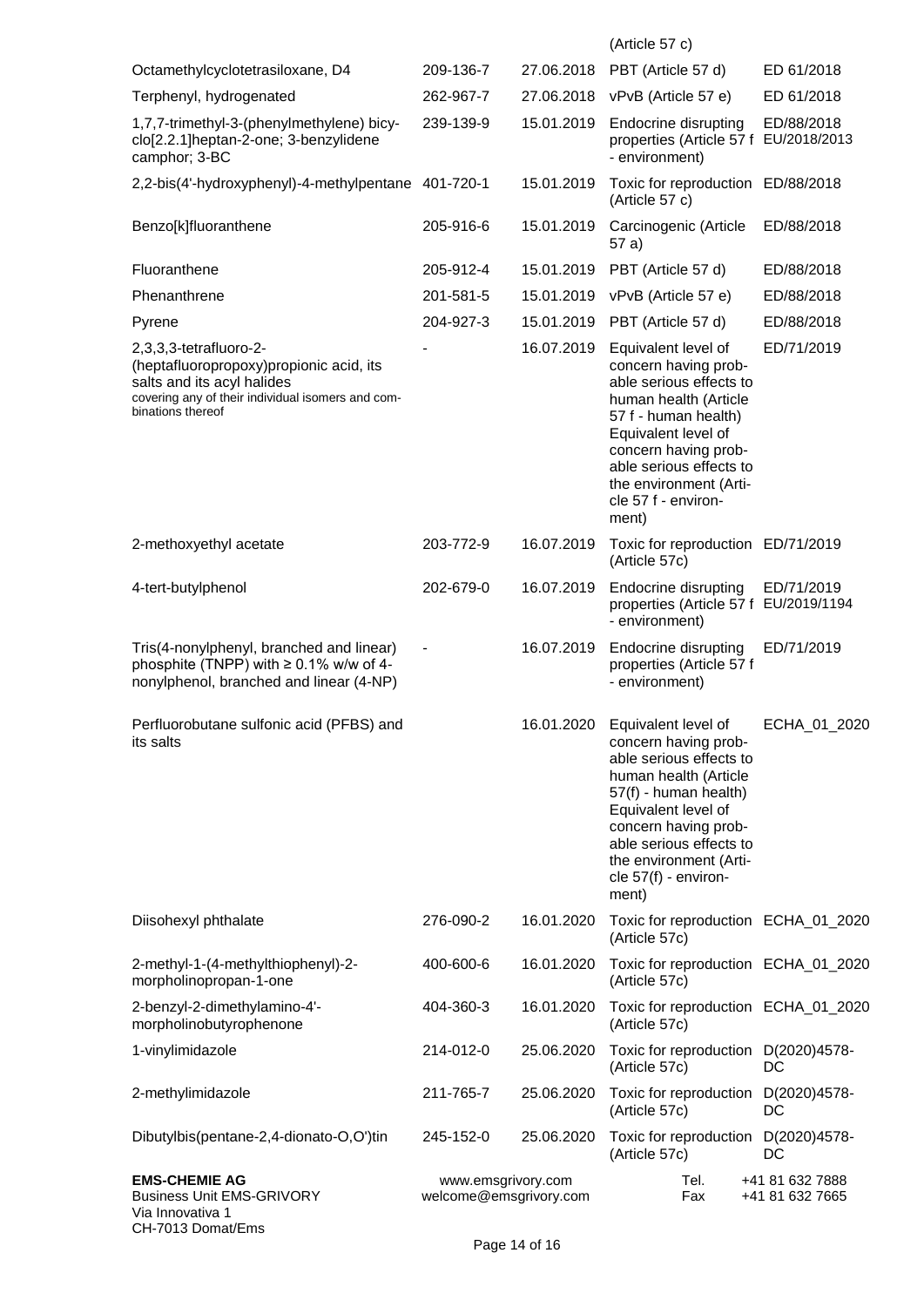| | | | (Article 57 c) | |
|---|---|---|---|---|
| Octamethylcyclotetrasiloxane, D4 | 209-136-7 | 27.06.2018 | PBT (Article 57 d) | ED 61/2018 |
| Terphenyl, hydrogenated | 262-967-7 | 27.06.2018 | vPvB (Article 57 e) | ED 61/2018 |
| 1,7,7-trimethyl-3-(phenylmethylene) bicyclo[2.2.1]heptan-2-one; 3-benzylidene camphor; 3-BC | 239-139-9 | 15.01.2019 | Endocrine disrupting properties (Article 57 f - environment) | ED/88/2018 EU/2018/2013 |
| 2,2-bis(4'-hydroxyphenyl)-4-methylpentane | 401-720-1 | 15.01.2019 | Toxic for reproduction (Article 57 c) | ED/88/2018 |
| Benzo[k]fluoranthene | 205-916-6 | 15.01.2019 | Carcinogenic (Article 57 a) | ED/88/2018 |
| Fluoranthene | 205-912-4 | 15.01.2019 | PBT (Article 57 d) | ED/88/2018 |
| Phenanthrene | 201-581-5 | 15.01.2019 | vPvB (Article 57 e) | ED/88/2018 |
| Pyrene | 204-927-3 | 15.01.2019 | PBT (Article 57 d) | ED/88/2018 |
| 2,3,3,3-tetrafluoro-2-(heptafluoropropoxy)propionic acid, its salts and its acyl halides covering any of their individual isomers and combinations thereof | - | 16.07.2019 | Equivalent level of concern having probable serious effects to human health (Article 57 f - human health) Equivalent level of concern having probable serious effects to the environment (Article 57 f - environment) | ED/71/2019 |
| 2-methoxyethyl acetate | 203-772-9 | 16.07.2019 | Toxic for reproduction (Article 57c) | ED/71/2019 |
| 4-tert-butylphenol | 202-679-0 | 16.07.2019 | Endocrine disrupting properties (Article 57 f - environment) | ED/71/2019 EU/2019/1194 |
| Tris(4-nonylphenyl, branched and linear) phosphite (TNPP) with ≥ 0.1% w/w of 4-nonylphenol, branched and linear (4-NP) | - | 16.07.2019 | Endocrine disrupting properties (Article 57 f - environment) | ED/71/2019 |
| Perfluorobutane sulfonic acid (PFBS) and its salts | | 16.01.2020 | Equivalent level of concern having probable serious effects to human health (Article 57(f) - human health) Equivalent level of concern having probable serious effects to the environment (Article 57(f) - environment) | ECHA_01_2020 |
| Diisohexyl phthalate | 276-090-2 | 16.01.2020 | Toxic for reproduction (Article 57c) | ECHA_01_2020 |
| 2-methyl-1-(4-methylthiophenyl)-2-morpholinopropan-1-one | 400-600-6 | 16.01.2020 | Toxic for reproduction (Article 57c) | ECHA_01_2020 |
| 2-benzyl-2-dimethylamino-4'-morpholinobutyrophenone | 404-360-3 | 16.01.2020 | Toxic for reproduction (Article 57c) | ECHA_01_2020 |
| 1-vinylimidazole | 214-012-0 | 25.06.2020 | Toxic for reproduction (Article 57c) | D(2020)4578-DC |
| 2-methylimidazole | 211-765-7 | 25.06.2020 | Toxic for reproduction (Article 57c) | D(2020)4578-DC |
| Dibutylbis(pentane-2,4-dionato-O,O')tin | 245-152-0 | 25.06.2020 | Toxic for reproduction (Article 57c) | D(2020)4578-DC |

**EMS-CHEMIE AG**
Business Unit EMS-GRIVORY
Via Innovativa 1
CH-7013 Domat/Ems

www.emsgrivory.com
welcome@emsgrivory.com

Tel. +41 81 632 7888
Fax +41 81 632 7665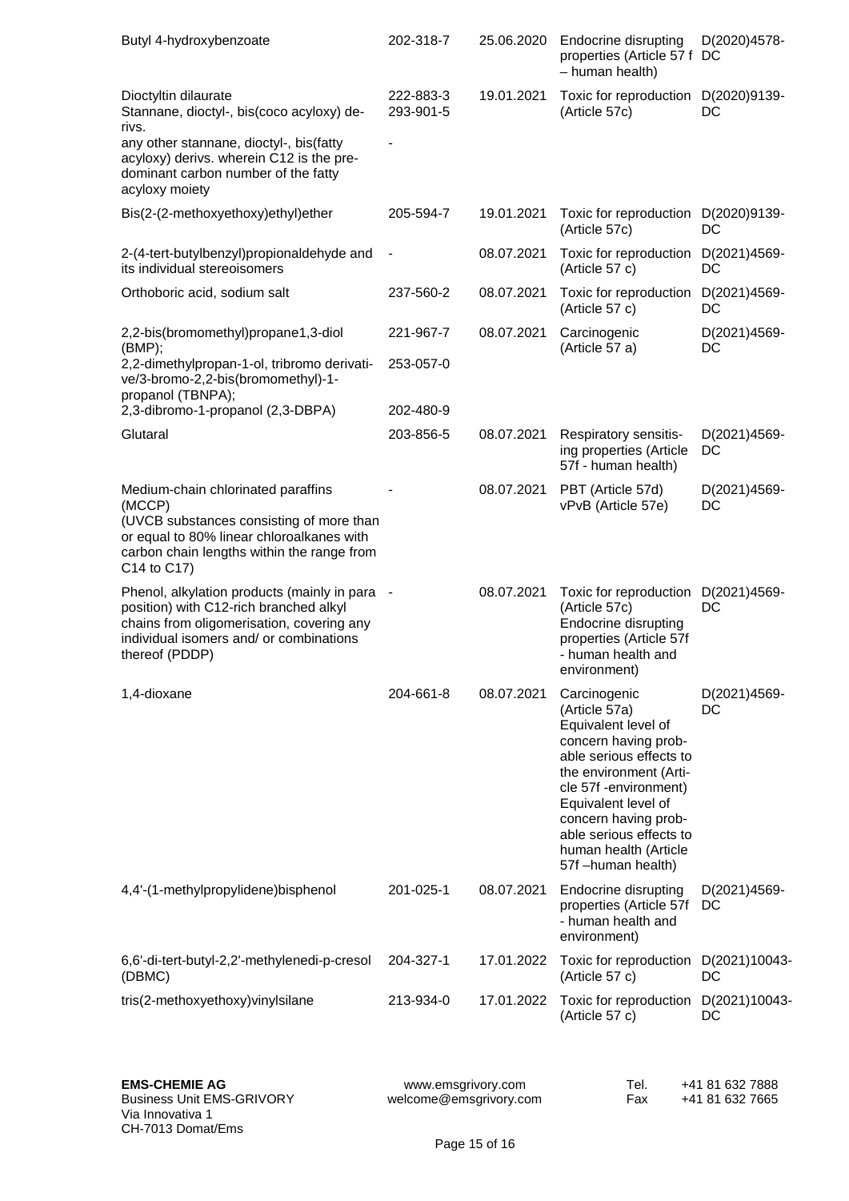| | | | | |
|---|---|---|---|---|
| Butyl 4-hydroxybenzoate | 202-318-7 | 25.06.2020 | Endocrine disrupting properties (Article 57 f – human health) | D(2020)4578-DC |
| Dioctyltin dilaurate<br>Stannane, dioctyl-, bis(coco acyloxy) derivs.<br>any other stannane, dioctyl-, bis(fatty acyloxy) derivs. wherein C12 is the predominant carbon number of the fatty acyloxy moiety | 222-883-3<br>293-901-5<br>- | 19.01.2021 | Toxic for reproduction (Article 57c) | D(2020)9139-DC |
| Bis(2-(2-methoxyethoxy)ethyl)ether | 205-594-7 | 19.01.2021 | Toxic for reproduction (Article 57c) | D(2020)9139-DC |
| 2-(4-tert-butylbenzyl)propionaldehyde and its individual stereoisomers | - | 08.07.2021 | Toxic for reproduction (Article 57 c) | D(2021)4569-DC |
| Orthoboric acid, sodium salt | 237-560-2 | 08.07.2021 | Toxic for reproduction (Article 57 c) | D(2021)4569-DC |
| 2,2-bis(bromomethyl)propane1,3-diol (BMP);<br>2,2-dimethylpropan-1-ol, tribromo derivative/3-bromo-2,2-bis(bromomethyl)-1-propanol (TBNPA);<br>2,3-dibromo-1-propanol (2,3-DBPA) | 221-967-7<br>253-057-0<br>202-480-9 | 08.07.2021 | Carcinogenic (Article 57 a) | D(2021)4569-DC |
| Glutaral | 203-856-5 | 08.07.2021 | Respiratory sensitising properties (Article 57f - human health) | D(2021)4569-DC |
| Medium-chain chlorinated paraffins (MCCP)<br>(UVCB substances consisting of more than or equal to 80% linear chloroalkanes with carbon chain lengths within the range from C14 to C17) | - | 08.07.2021 | PBT (Article 57d)<br>vPvB (Article 57e) | D(2021)4569-DC |
| Phenol, alkylation products (mainly in para position) with C12-rich branched alkyl chains from oligomerisation, covering any individual isomers and/ or combinations thereof (PDDP) | - | 08.07.2021 | Toxic for reproduction (Article 57c)<br>Endocrine disrupting properties (Article 57f - human health and environment) | D(2021)4569-DC |
| 1,4-dioxane | 204-661-8 | 08.07.2021 | Carcinogenic (Article 57a)<br>Equivalent level of concern having probable serious effects to the environment (Article 57f -environment)<br>Equivalent level of concern having probable serious effects to human health (Article 57f –human health) | D(2021)4569-DC |
| 4,4'-(1-methylpropylidene)bisphenol | 201-025-1 | 08.07.2021 | Endocrine disrupting properties (Article 57f - human health and environment) | D(2021)4569-DC |
| 6,6'-di-tert-butyl-2,2'-methylenedi-p-cresol (DBMC) | 204-327-1 | 17.01.2022 | Toxic for reproduction (Article 57 c) | D(2021)10043-DC |
| tris(2-methoxyethoxy)vinylsilane | 213-934-0 | 17.01.2022 | Toxic for reproduction (Article 57 c) | D(2021)10043-DC |

**EMS-CHEMIE AG**
Business Unit EMS-GRIVORY
Via Innovativa 1
CH-7013 Domat/Ems

www.emsgrivory.com
welcome@emsgrivory.com

Tel. +41 81 632 7888
Fax +41 81 632 7665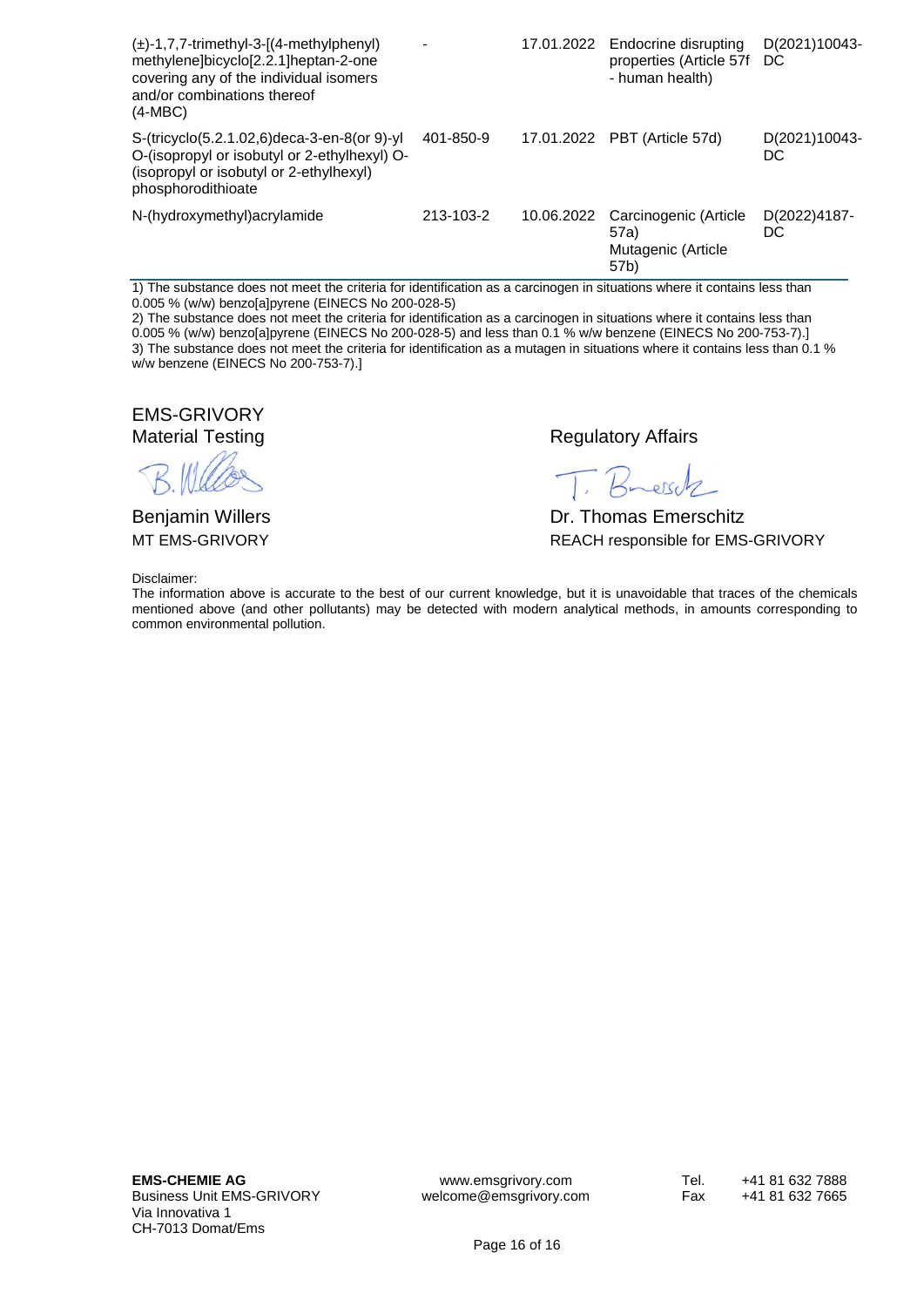| | | | | |
|---|---|---|---|---|
| (±)-1,7,7-trimethyl-3-[(4-methylphenyl) methylene]bicyclo[2.2.1]heptan-2-one covering any of the individual isomers and/or combinations thereof (4-MBC) | - | 17.01.2022 | Endocrine disrupting properties (Article 57f - human health) | D(2021)10043-DC |
| S-(tricyclo(5.2.1.02,6)deca-3-en-8(or 9)-yl O-(isopropyl or isobutyl or 2-ethylhexyl) O-(isopropyl or isobutyl or 2-ethylhexyl) phosphorodithioate | 401-850-9 | 17.01.2022 | PBT (Article 57d) | D(2021)10043-DC |
| N-(hydroxymethyl)acrylamide | 213-103-2 | 10.06.2022 | Carcinogenic (Article 57a) Mutagenic (Article 57b) | D(2022)4187-DC |

1) The substance does not meet the criteria for identification as a carcinogen in situations where it contains less than 0.005 % (w/w) benzo[a]pyrene (EINECS No 200-028-5)
2) The substance does not meet the criteria for identification as a carcinogen in situations where it contains less than 0.005 % (w/w) benzo[a]pyrene (EINECS No 200-028-5) and less than 0.1 % w/w benzene (EINECS No 200-753-7).]
3) The substance does not meet the criteria for identification as a mutagen in situations where it contains less than 0.1 % w/w benzene (EINECS No 200-753-7).]

EMS-GRIVORY
Material Testing

Benjamin Willers
MT EMS-GRIVORY

Regulatory Affairs

Dr. Thomas Emerschitz
REACH responsible for EMS-GRIVORY

Disclaimer:
The information above is accurate to the best of our current knowledge, but it is unavoidable that traces of the chemicals mentioned above (and other pollutants) may be detected with modern analytical methods, in amounts corresponding to common environmental pollution.

**EMS-CHEMIE AG**
Business Unit EMS-GRIVORY
Via Innovativa 1
CH-7013 Domat/Ems

www.emsgrivory.com
welcome@emsgrivory.com

Tel. +41 81 632 7888
Fax +41 81 632 7665